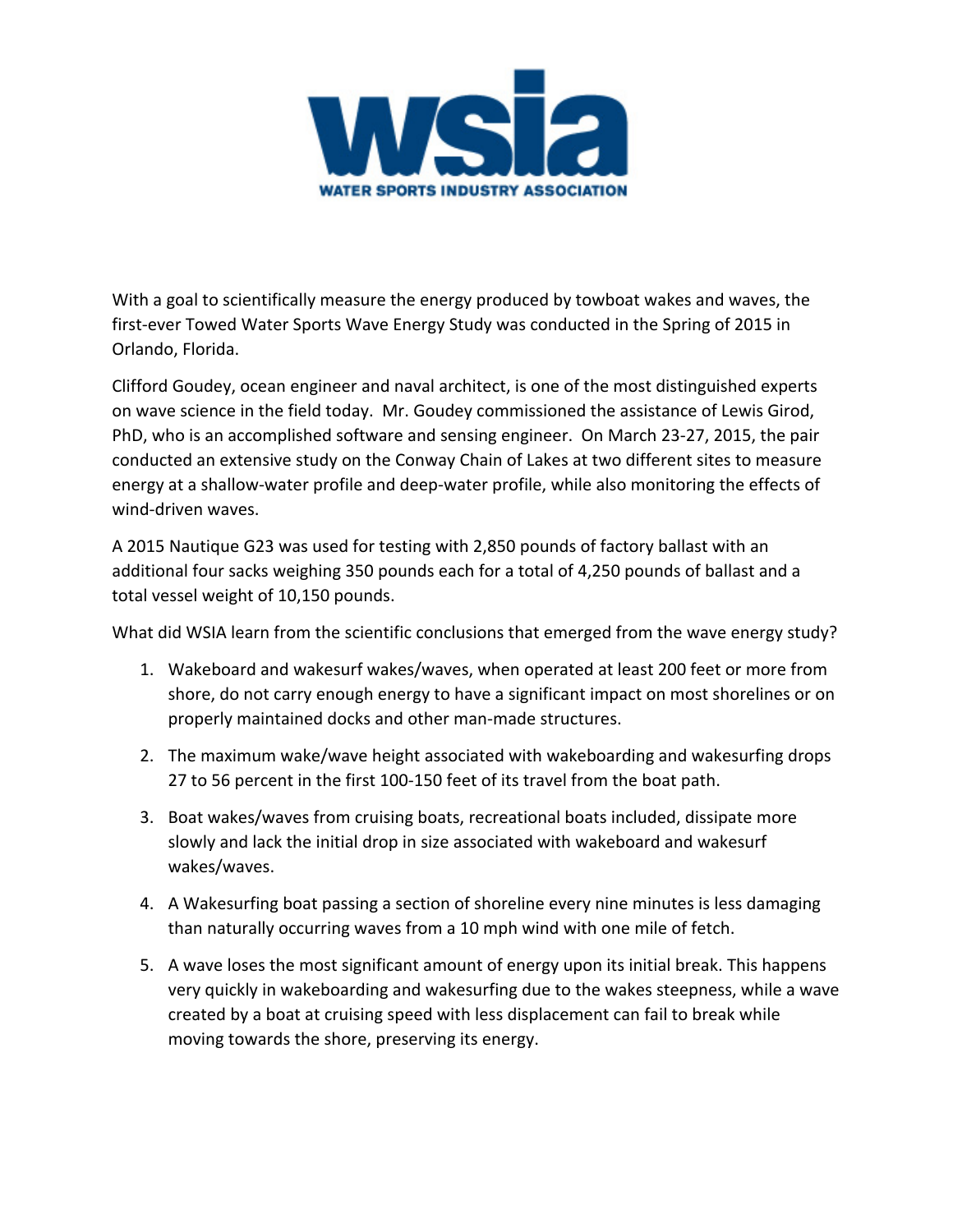# WSIA

WATER SPORTS INDUSTRY ASSOCIATION

With a goal to scientifically measure the energy produced by towboat wakes and waves, the first-ever Towed Water Sports Wave Energy Study was conducted in the Spring of 2015 in Orlando, Florida.

Clifford Goudey, ocean engineer and naval architect, is one of the most distinguished experts on wave science in the field today. Mr. Goudey commissioned the assistance of Lewis Girod, PhD, who is an accomplished software and sensing engineer. On March 23-27, 2015, the pair conducted an extensive study on the Conway Chain of Lakes at two different sites to measure energy at a shallow-water profile and deep-water profile, while also monitoring the effects of wind-driven waves.

A 2015 Nautique G23 was used for testing with 2,850 pounds of factory ballast with an additional four sacks weighing 350 pounds each for a total of 4,250 pounds of ballast and a total vessel weight of 10,150 pounds.

What did WSIA learn from the scientific conclusions that emerged from the wave energy study?

1. Wakeboard and wakesurf wakes/waves, when operated at least 200 feet or more from shore, do not carry enough energy to have a significant impact on most shorelines or on properly maintained docks and other man-made structures.
2. The maximum wake/wave height associated with wakeboarding and wakesurfing drops 27 to 56 percent in the first 100-150 feet of its travel from the boat path.
3. Boat wakes/waves from cruising boats, recreational boats included, dissipate more slowly and lack the initial drop in size associated with wakeboard and wakesurf wakes/waves.
4. A Wakesurfing boat passing a section of shoreline every nine minutes is less damaging than naturally occurring waves from a 10 mph wind with one mile of fetch.
5. A wave loses the most significant amount of energy upon its initial break. This happens very quickly in wakeboarding and wakesurfing due to the wakes steepness, while a wave created by a boat at cruising speed with less displacement can fail to break while moving towards the shore, preserving its energy.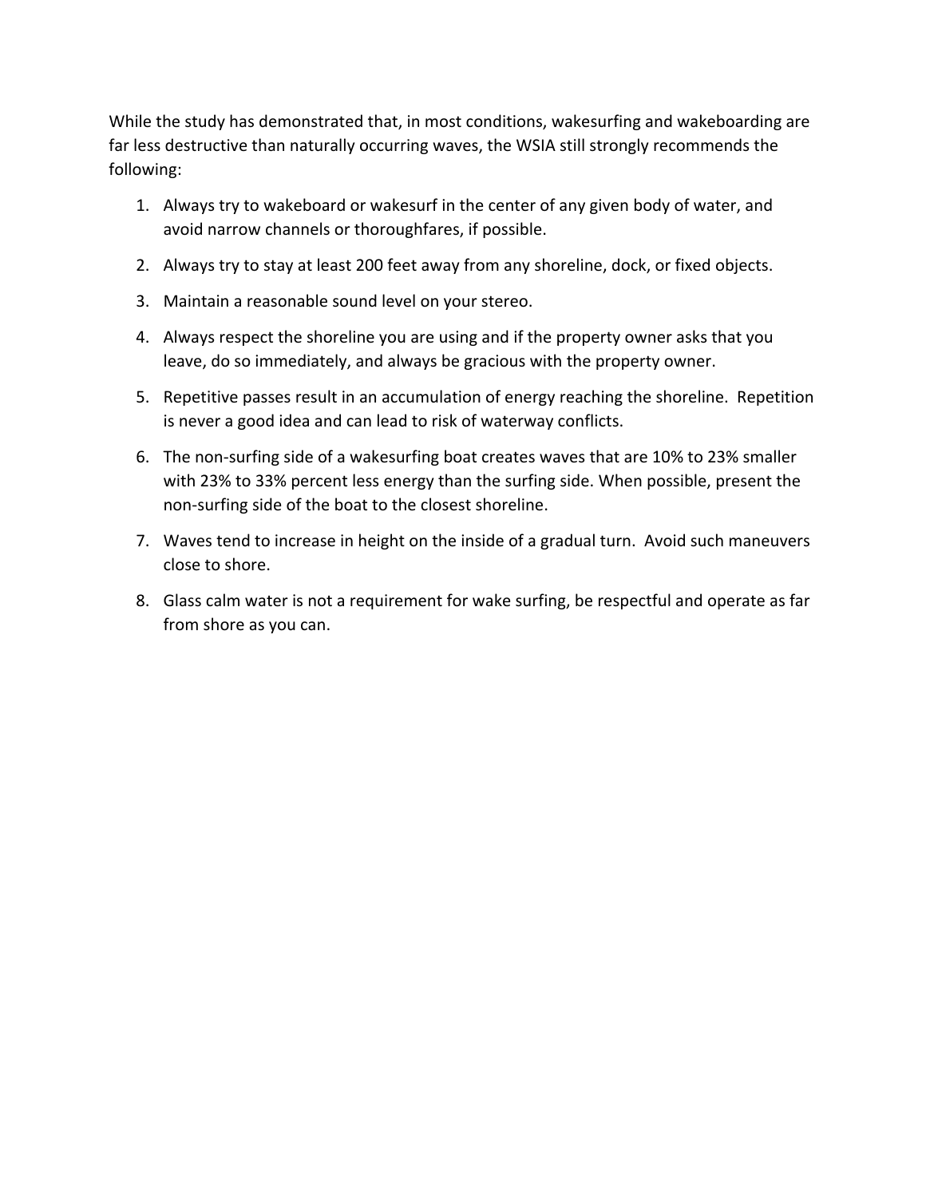While the study has demonstrated that, in most conditions, wakesurfing and wakeboarding are far less destructive than naturally occurring waves, the WSIA still strongly recommends the following:

1. Always try to wakeboard or wakesurf in the center of any given body of water, and avoid narrow channels or thoroughfares, if possible.
2. Always try to stay at least 200 feet away from any shoreline, dock, or fixed objects.
3. Maintain a reasonable sound level on your stereo.
4. Always respect the shoreline you are using and if the property owner asks that you leave, do so immediately, and always be gracious with the property owner.
5. Repetitive passes result in an accumulation of energy reaching the shoreline. Repetition is never a good idea and can lead to risk of waterway conflicts.
6. The non-surfing side of a wakesurfing boat creates waves that are 10% to 23% smaller with 23% to 33% percent less energy than the surfing side. When possible, present the non-surfing side of the boat to the closest shoreline.
7. Waves tend to increase in height on the inside of a gradual turn. Avoid such maneuvers close to shore.
8. Glass calm water is not a requirement for wake surfing, be respectful and operate as far from shore as you can.